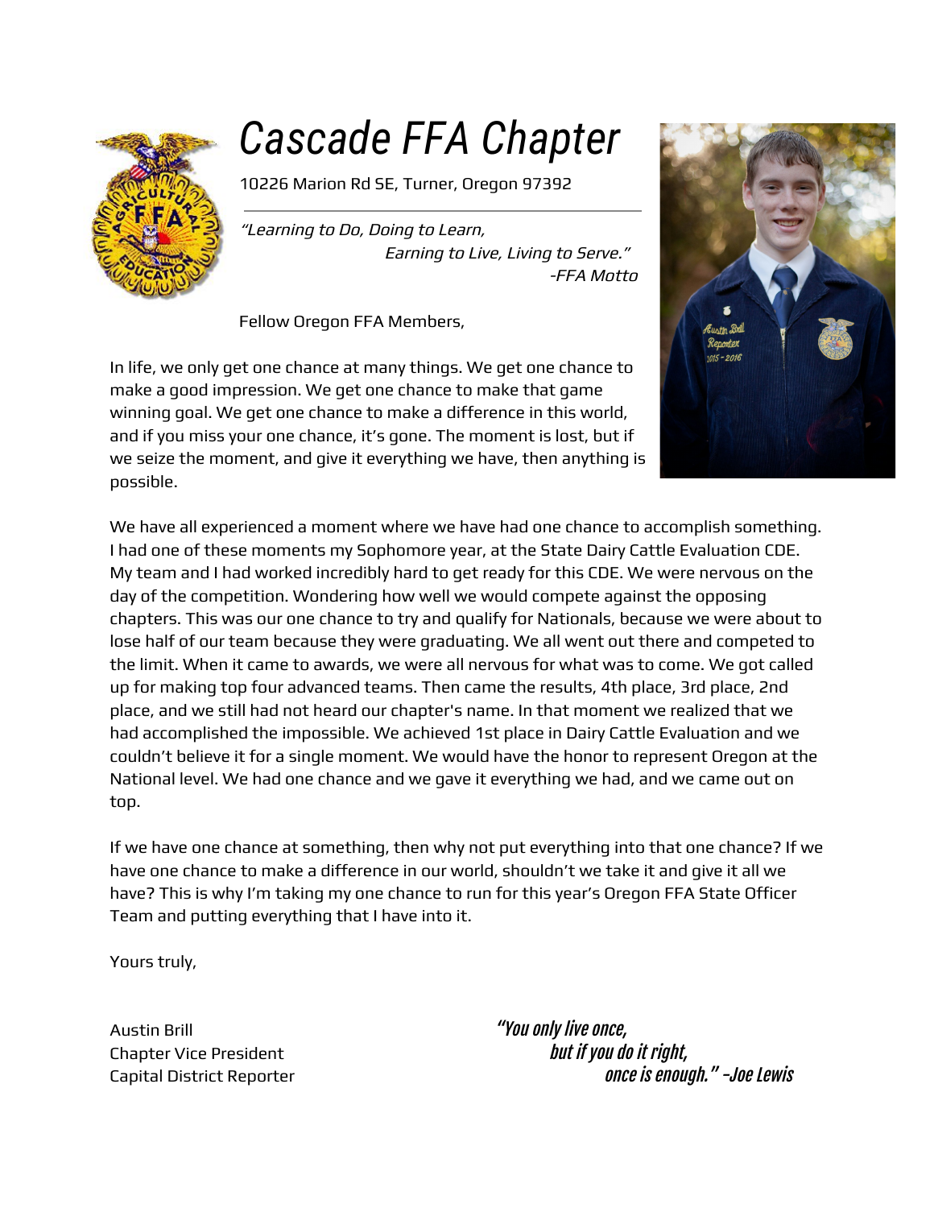# *Cascade FFA Chapter*

10226 Marion Rd SE, Turner, Oregon 97392

*"Learning to Do, Doing to Learn,*
*Earning to Live, Living to Serve."*
*-FFA Motto*

Fellow Oregon FFA Members,

In life, we only get one chance at many things. We get one chance to make a good impression. We get one chance to make that game winning goal. We get one chance to make a difference in this world, and if you miss your one chance, it's gone. The moment is lost, but if we seize the moment, and give it everything we have, then anything is possible.

We have all experienced a moment where we have had one chance to accomplish something. I had one of these moments my Sophomore year, at the State Dairy Cattle Evaluation CDE. My team and I had worked incredibly hard to get ready for this CDE. We were nervous on the day of the competition. Wondering how well we would compete against the opposing chapters. This was our one chance to try and qualify for Nationals, because we were about to lose half of our team because they were graduating. We all went out there and competed to the limit. When it came to awards, we were all nervous for what was to come. We got called up for making top four advanced teams. Then came the results, 4th place, 3rd place, 2nd place, and we still had not heard our chapter's name. In that moment we realized that we had accomplished the impossible. We achieved 1st place in Dairy Cattle Evaluation and we couldn't believe it for a single moment. We would have the honor to represent Oregon at the National level. We had one chance and we gave it everything we had, and we came out on top.

If we have one chance at something, then why not put everything into that one chance? If we have one chance to make a difference in our world, shouldn't we take it and give it all we have? This is why I'm taking my one chance to run for this year's Oregon FFA State Officer Team and putting everything that I have into it.

Yours truly,

Austin Brill
Chapter Vice President
Capital District Reporter

*"You only live once,*
*but if you do it right,*
*once is enough." -Joe Lewis*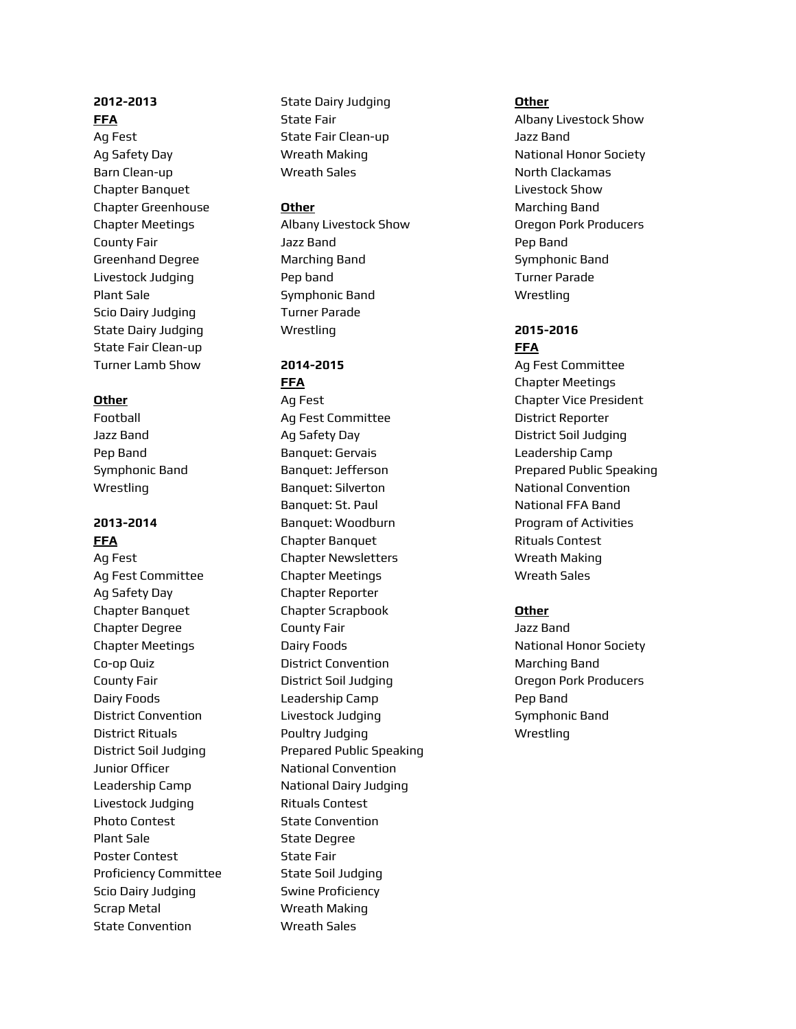**2012-2013**

**FFA**

Ag Fest
Ag Safety Day
Barn Clean-up
Chapter Banquet
Chapter Greenhouse
Chapter Meetings
County Fair
Greenhand Degree
Livestock Judging
Plant Sale
Scio Dairy Judging
State Dairy Judging
State Fair Clean-up
Turner Lamb Show

**Other**

Football
Jazz Band
Pep Band
Symphonic Band
Wrestling

**2013-2014**

**FFA**

Ag Fest
Ag Fest Committee
Ag Safety Day
Chapter Banquet
Chapter Degree
Chapter Meetings
Co-op Quiz
County Fair
Dairy Foods
District Convention
District Rituals
District Soil Judging
Junior Officer
Leadership Camp
Livestock Judging
Photo Contest
Plant Sale
Poster Contest
Proficiency Committee
Scio Dairy Judging
Scrap Metal
State Convention
State Dairy Judging
State Fair
State Fair Clean-up
Wreath Making
Wreath Sales

**Other**

Albany Livestock Show
Jazz Band
Marching Band
Pep band
Symphonic Band
Turner Parade
Wrestling

**2014-2015**

**FFA**

Ag Fest
Ag Fest Committee
Ag Safety Day
Banquet: Gervais
Banquet: Jefferson
Banquet: Silverton
Banquet: St. Paul
Banquet: Woodburn
Chapter Banquet
Chapter Newsletters
Chapter Meetings
Chapter Reporter
Chapter Scrapbook
County Fair
Dairy Foods
District Convention
District Soil Judging
Leadership Camp
Livestock Judging
Poultry Judging
Prepared Public Speaking
National Convention
National Dairy Judging
Rituals Contest
State Convention
State Degree
State Fair
State Soil Judging
Swine Proficiency
Wreath Making
Wreath Sales

**Other**

Albany Livestock Show
Jazz Band
National Honor Society
North Clackamas
Livestock Show
Marching Band
Oregon Pork Producers
Pep Band
Symphonic Band
Turner Parade
Wrestling

**2015-2016**

**FFA**

Ag Fest Committee
Chapter Meetings
Chapter Vice President
District Reporter
District Soil Judging
Leadership Camp
Prepared Public Speaking
National Convention
National FFA Band
Program of Activities
Rituals Contest
Wreath Making
Wreath Sales

**Other**

Jazz Band
National Honor Society
Marching Band
Oregon Pork Producers
Pep Band
Symphonic Band
Wrestling